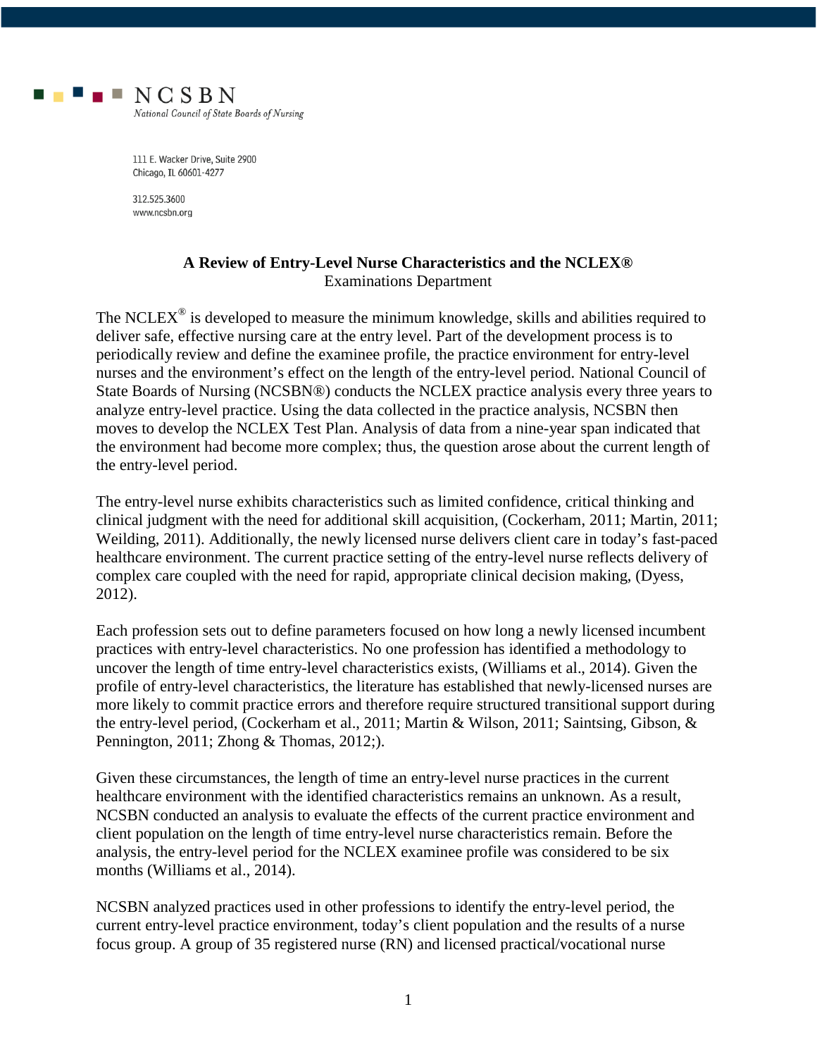NCSBN
*National Council of State Boards of Nursing*

111 E. Wacker Drive, Suite 2900
Chicago, IL 60601-4277

312.525.3600
www.ncsbn.org

# A Review of Entry-Level Nurse Characteristics and the NCLEX®

Examinations Department

The NCLEX® is developed to measure the minimum knowledge, skills and abilities required to deliver safe, effective nursing care at the entry level. Part of the development process is to periodically review and define the examinee profile, the practice environment for entry-level nurses and the environment's effect on the length of the entry-level period. National Council of State Boards of Nursing (NCSBN®) conducts the NCLEX practice analysis every three years to analyze entry-level practice. Using the data collected in the practice analysis, NCSBN then moves to develop the NCLEX Test Plan. Analysis of data from a nine-year span indicated that the environment had become more complex; thus, the question arose about the current length of the entry-level period.

The entry-level nurse exhibits characteristics such as limited confidence, critical thinking and clinical judgment with the need for additional skill acquisition, (Cockerham, 2011; Martin, 2011; Weilding, 2011). Additionally, the newly licensed nurse delivers client care in today's fast-paced healthcare environment. The current practice setting of the entry-level nurse reflects delivery of complex care coupled with the need for rapid, appropriate clinical decision making, (Dyess, 2012).

Each profession sets out to define parameters focused on how long a newly licensed incumbent practices with entry-level characteristics. No one profession has identified a methodology to uncover the length of time entry-level characteristics exists, (Williams et al., 2014). Given the profile of entry-level characteristics, the literature has established that newly-licensed nurses are more likely to commit practice errors and therefore require structured transitional support during the entry-level period, (Cockerham et al., 2011; Martin & Wilson, 2011; Saintsing, Gibson, & Pennington, 2011; Zhong & Thomas, 2012;).

Given these circumstances, the length of time an entry-level nurse practices in the current healthcare environment with the identified characteristics remains an unknown. As a result, NCSBN conducted an analysis to evaluate the effects of the current practice environment and client population on the length of time entry-level nurse characteristics remain. Before the analysis, the entry-level period for the NCLEX examinee profile was considered to be six months (Williams et al., 2014).

NCSBN analyzed practices used in other professions to identify the entry-level period, the current entry-level practice environment, today's client population and the results of a nurse focus group. A group of 35 registered nurse (RN) and licensed practical/vocational nurse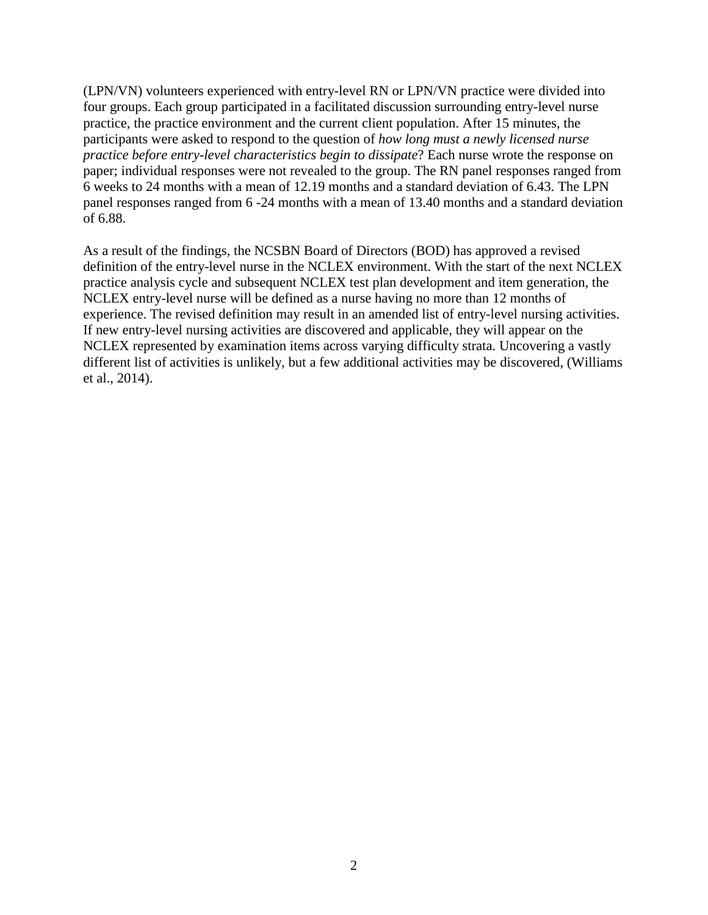(LPN/VN) volunteers experienced with entry-level RN or LPN/VN practice were divided into four groups. Each group participated in a facilitated discussion surrounding entry-level nurse practice, the practice environment and the current client population. After 15 minutes, the participants were asked to respond to the question of *how long must a newly licensed nurse practice before entry-level characteristics begin to dissipate*? Each nurse wrote the response on paper; individual responses were not revealed to the group. The RN panel responses ranged from 6 weeks to 24 months with a mean of 12.19 months and a standard deviation of 6.43. The LPN panel responses ranged from 6 -24 months with a mean of 13.40 months and a standard deviation of 6.88.

As a result of the findings, the NCSBN Board of Directors (BOD) has approved a revised definition of the entry-level nurse in the NCLEX environment. With the start of the next NCLEX practice analysis cycle and subsequent NCLEX test plan development and item generation, the NCLEX entry-level nurse will be defined as a nurse having no more than 12 months of experience. The revised definition may result in an amended list of entry-level nursing activities. If new entry-level nursing activities are discovered and applicable, they will appear on the NCLEX represented by examination items across varying difficulty strata. Uncovering a vastly different list of activities is unlikely, but a few additional activities may be discovered, (Williams et al., 2014).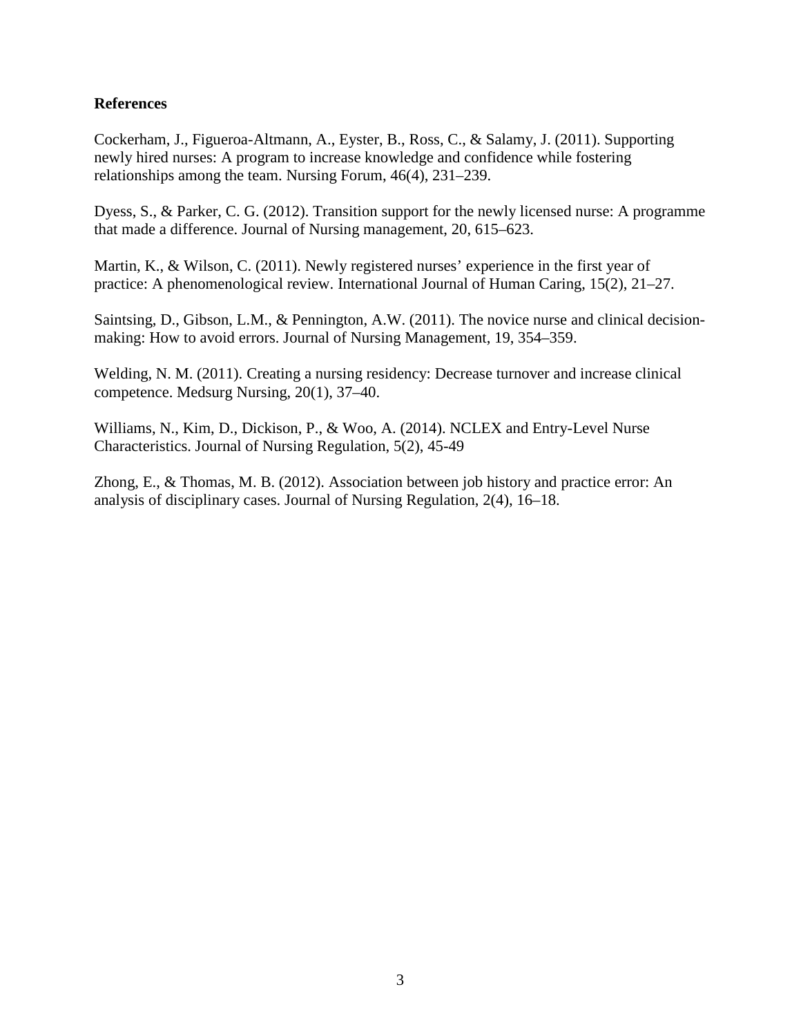**References**

Cockerham, J., Figueroa-Altmann, A., Eyster, B., Ross, C., & Salamy, J. (2011). Supporting newly hired nurses: A program to increase knowledge and confidence while fostering relationships among the team. Nursing Forum, 46(4), 231–239.

Dyess, S., & Parker, C. G. (2012). Transition support for the newly licensed nurse: A programme that made a difference. Journal of Nursing management, 20, 615–623.

Martin, K., & Wilson, C. (2011). Newly registered nurses' experience in the first year of practice: A phenomenological review. International Journal of Human Caring, 15(2), 21–27.

Saintsing, D., Gibson, L.M., & Pennington, A.W. (2011). The novice nurse and clinical decision-making: How to avoid errors. Journal of Nursing Management, 19, 354–359.

Welding, N. M. (2011). Creating a nursing residency: Decrease turnover and increase clinical competence. Medsurg Nursing, 20(1), 37–40.

Williams, N., Kim, D., Dickison, P., & Woo, A. (2014). NCLEX and Entry-Level Nurse Characteristics. Journal of Nursing Regulation, 5(2), 45-49

Zhong, E., & Thomas, M. B. (2012). Association between job history and practice error: An analysis of disciplinary cases. Journal of Nursing Regulation, 2(4), 16–18.